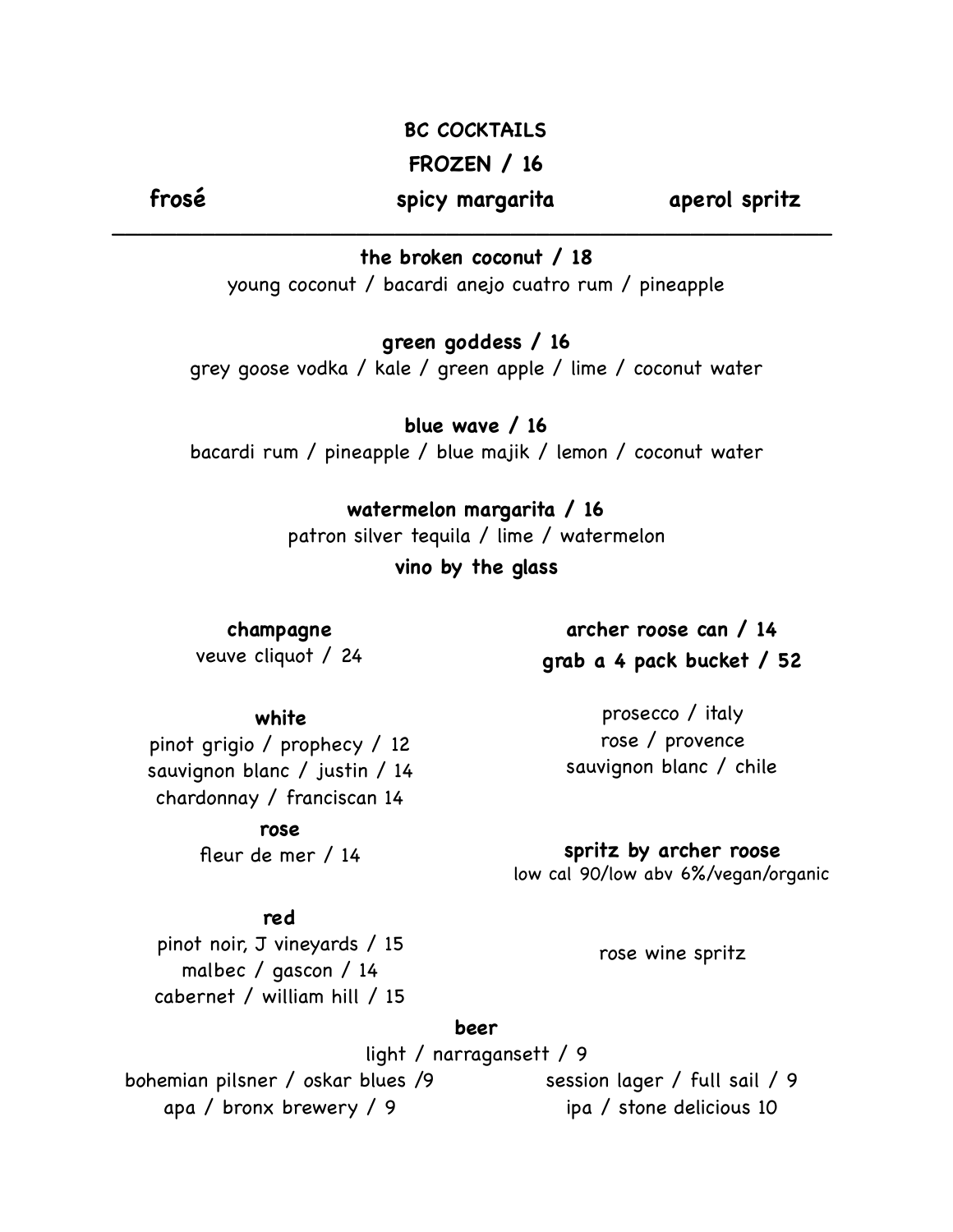## BC COCKTAILS

### FROZEN / 16

**frosé** **spicy margarita** **aperol spritz**

---

**the broken coconut / 18**
young coconut / bacardi anejo cuatro rum / pineapple

**green goddess / 16**
grey goose vodka / kale / green apple / lime / coconut water

**blue wave / 16**
bacardi rum / pineapple / blue majik / lemon / coconut water

**watermelon margarita / 16**
patron silver tequila / lime / watermelon

### vino by the glass

**champagne**
veuve cliquot / 24

**white**
pinot grigio / prophecy / 12
sauvignon blanc / justin / 14
chardonnay / franciscan 14

**rose**
fleur de mer / 14

**red**
pinot noir, J vineyards / 15
malbec / gascon / 14
cabernet / william hill / 15

**archer roose can / 14**
**grab a 4 pack bucket / 52**

prosecco / italy
rose / provence
sauvignon blanc / chile

**spritz by archer roose**
low cal 90/low abv 6%/vegan/organic

rose wine spritz

### beer

light / narragansett / 9
bohemian pilsner / oskar blues /9
apa / bronx brewery / 9
session lager / full sail / 9
ipa / stone delicious 10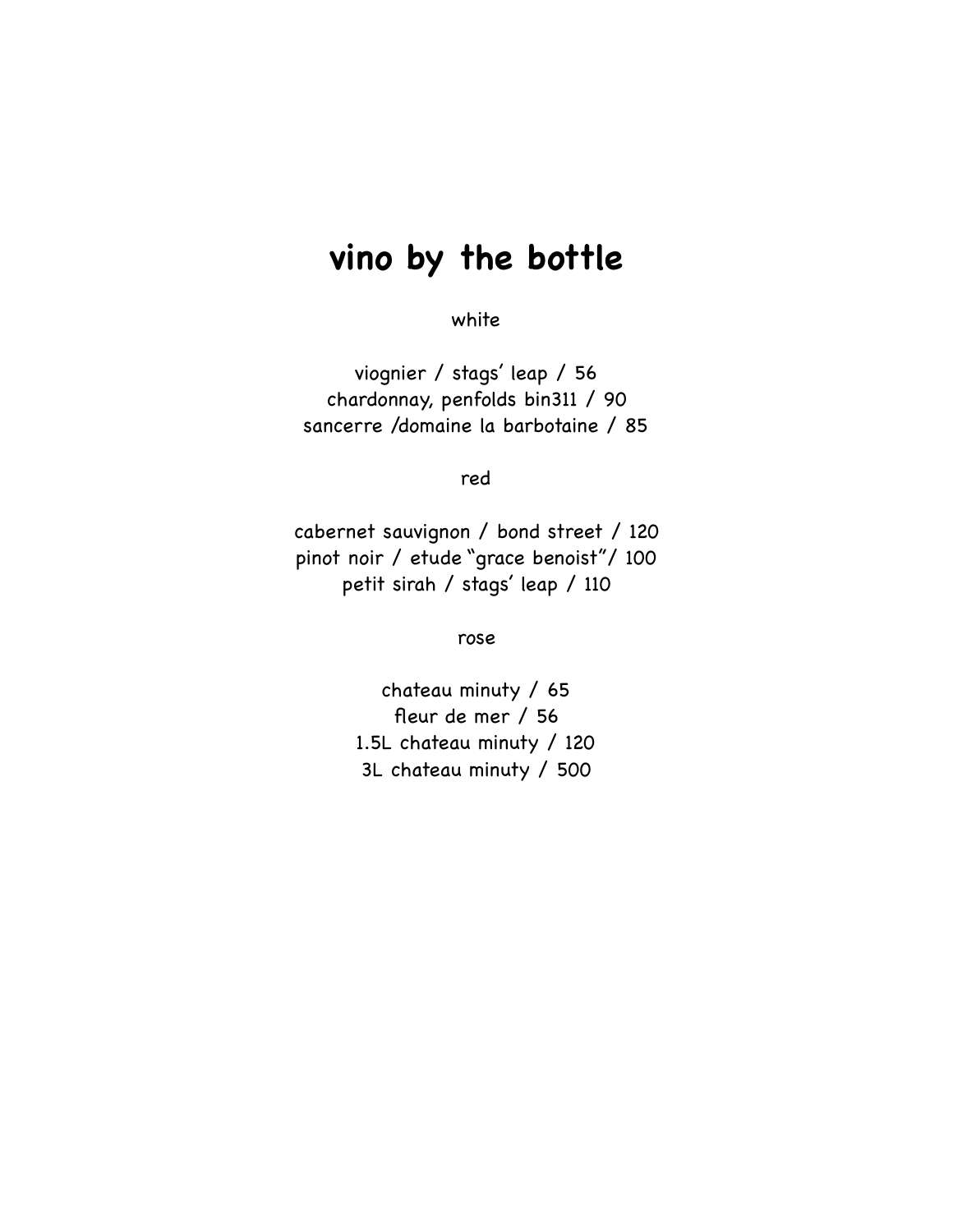# vino by the bottle

white

viognier / stags' leap / 56
chardonnay, penfolds bin311 / 90
sancerre /domaine la barbotaine / 85

red

cabernet sauvignon / bond street / 120
pinot noir / etude "grace benoist"/ 100
petit sirah / stags' leap / 110

rose

chateau minuty / 65
fleur de mer / 56
1.5L chateau minuty / 120
3L chateau minuty / 500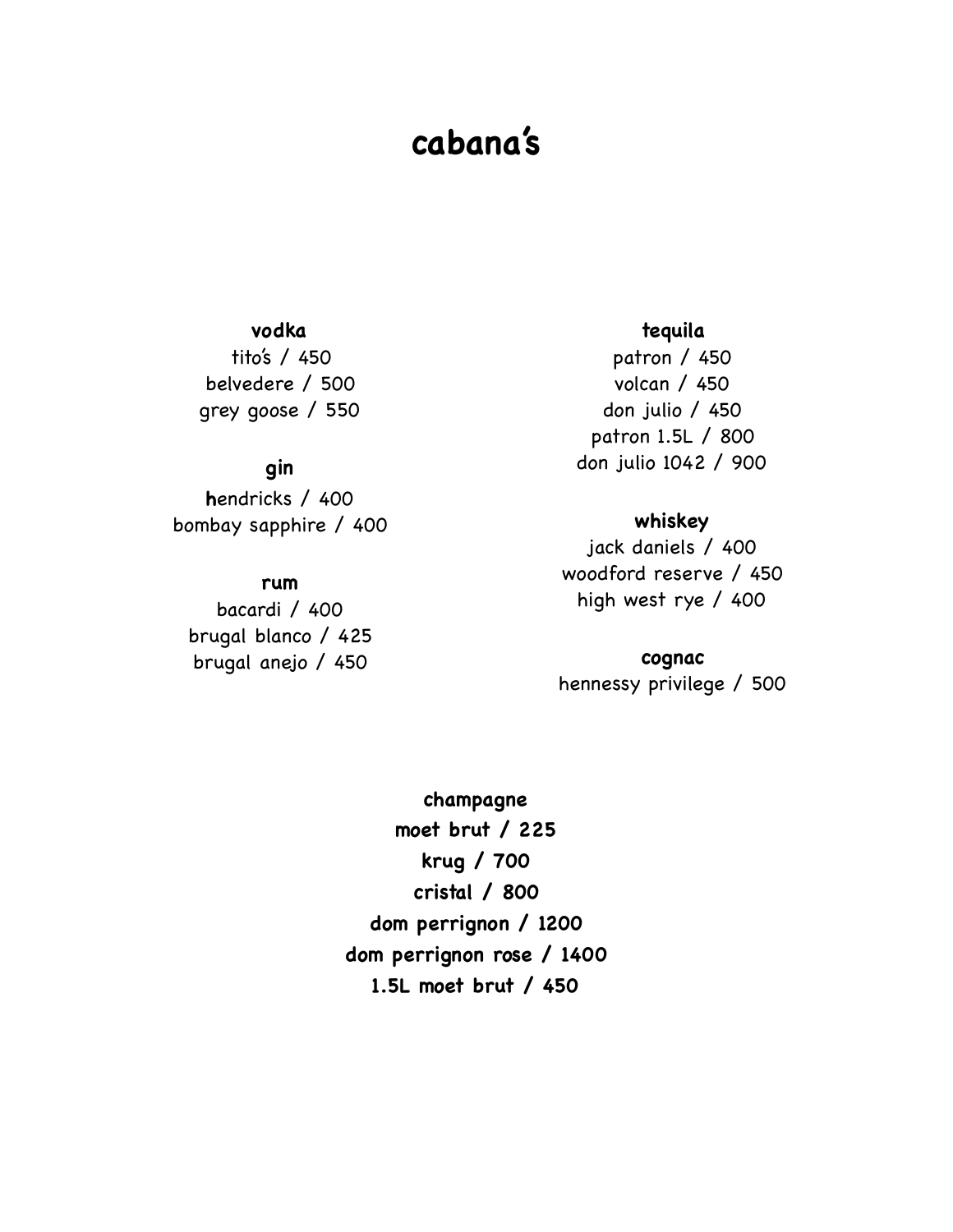# cabana's

**vodka**

tito's / 450
belvedere / 500
grey goose / 550

**gin**

**h**endricks / 400
bombay sapphire / 400

**rum**

bacardi / 400
brugal blanco / 425
brugal anejo / 450

**tequila**

patron / 450
volcan / 450
don julio / 450
patron 1.5L / 800
don julio 1042 / 900

**whiskey**

jack daniels / 400
woodford reserve / 450
high west rye / 400

**cognac**

hennessy privilege / 500

**champagne**

**moet brut / 225**
**krug / 700**
**cristal / 800**
**dom perrignon / 1200**
**dom perrignon rose / 1400**
**1.5L moet brut / 450**